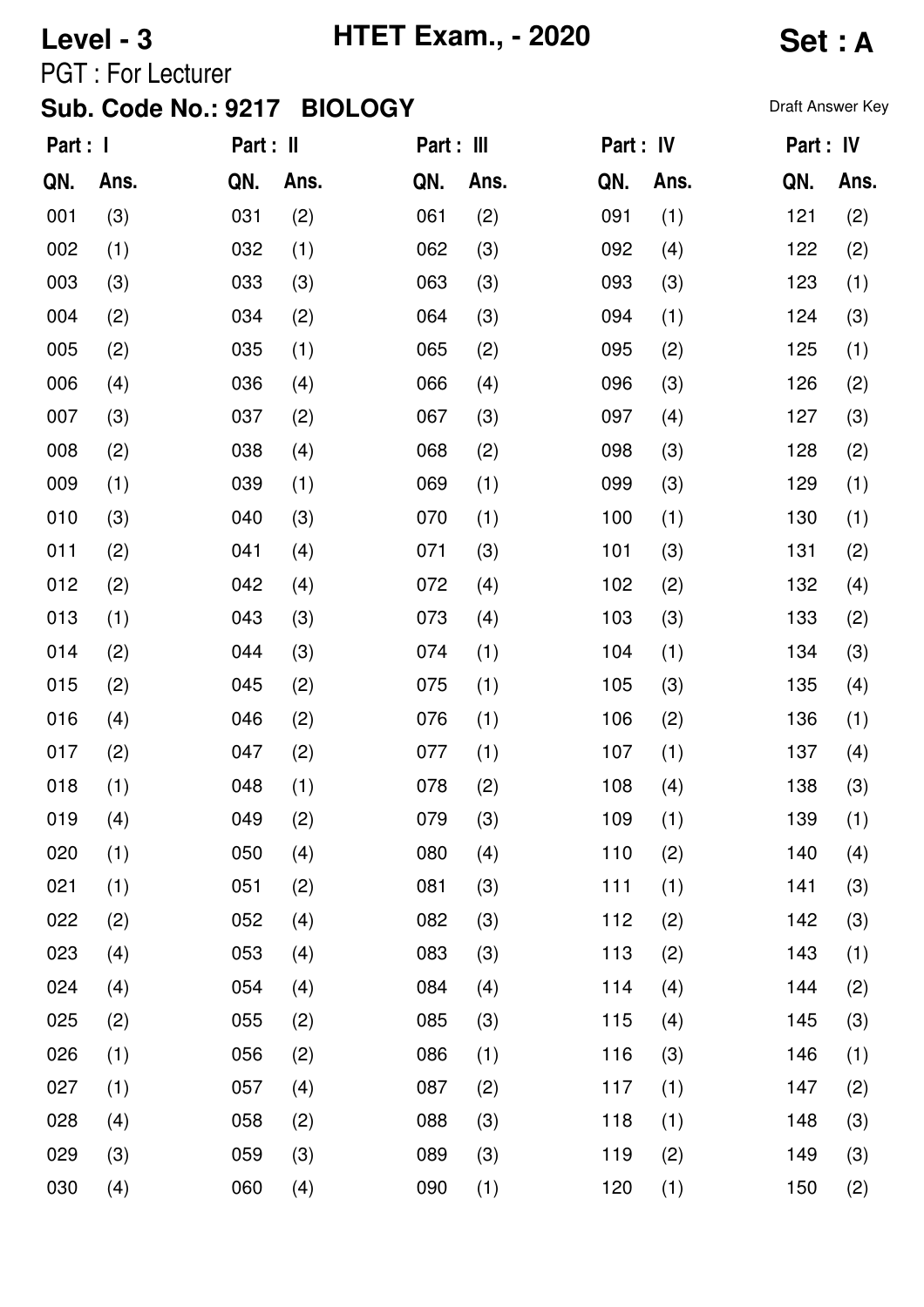**Level - 3** **HTET Exam., - 2020** **Set : A**

PGT : For Lecturer

**Sub. Code No.: 9217 BIOLOGY**

Draft Answer Key

| Part : I | | Part : II | | Part : III | | Part : IV | | Part : IV | |
|---|---|---|---|---|---|---|---|---|---|
| **QN.** | **Ans.** | **QN.** | **Ans.** | **QN.** | **Ans.** | **QN.** | **Ans.** | **QN.** | **Ans.** |
| 001 | (3) | 031 | (2) | 061 | (2) | 091 | (1) | 121 | (2) |
| 002 | (1) | 032 | (1) | 062 | (3) | 092 | (4) | 122 | (2) |
| 003 | (3) | 033 | (3) | 063 | (3) | 093 | (3) | 123 | (1) |
| 004 | (2) | 034 | (2) | 064 | (3) | 094 | (1) | 124 | (3) |
| 005 | (2) | 035 | (1) | 065 | (2) | 095 | (2) | 125 | (1) |
| 006 | (4) | 036 | (4) | 066 | (4) | 096 | (3) | 126 | (2) |
| 007 | (3) | 037 | (2) | 067 | (3) | 097 | (4) | 127 | (3) |
| 008 | (2) | 038 | (4) | 068 | (2) | 098 | (3) | 128 | (2) |
| 009 | (1) | 039 | (1) | 069 | (1) | 099 | (3) | 129 | (1) |
| 010 | (3) | 040 | (3) | 070 | (1) | 100 | (1) | 130 | (1) |
| 011 | (2) | 041 | (4) | 071 | (3) | 101 | (3) | 131 | (2) |
| 012 | (2) | 042 | (4) | 072 | (4) | 102 | (2) | 132 | (4) |
| 013 | (1) | 043 | (3) | 073 | (4) | 103 | (3) | 133 | (2) |
| 014 | (2) | 044 | (3) | 074 | (1) | 104 | (1) | 134 | (3) |
| 015 | (2) | 045 | (2) | 075 | (1) | 105 | (3) | 135 | (4) |
| 016 | (4) | 046 | (2) | 076 | (1) | 106 | (2) | 136 | (1) |
| 017 | (2) | 047 | (2) | 077 | (1) | 107 | (1) | 137 | (4) |
| 018 | (1) | 048 | (1) | 078 | (2) | 108 | (4) | 138 | (3) |
| 019 | (4) | 049 | (2) | 079 | (3) | 109 | (1) | 139 | (1) |
| 020 | (1) | 050 | (4) | 080 | (4) | 110 | (2) | 140 | (4) |
| 021 | (1) | 051 | (2) | 081 | (3) | 111 | (1) | 141 | (3) |
| 022 | (2) | 052 | (4) | 082 | (3) | 112 | (2) | 142 | (3) |
| 023 | (4) | 053 | (4) | 083 | (3) | 113 | (2) | 143 | (1) |
| 024 | (4) | 054 | (4) | 084 | (4) | 114 | (4) | 144 | (2) |
| 025 | (2) | 055 | (2) | 085 | (3) | 115 | (4) | 145 | (3) |
| 026 | (1) | 056 | (2) | 086 | (1) | 116 | (3) | 146 | (1) |
| 027 | (1) | 057 | (4) | 087 | (2) | 117 | (1) | 147 | (2) |
| 028 | (4) | 058 | (2) | 088 | (3) | 118 | (1) | 148 | (3) |
| 029 | (3) | 059 | (3) | 089 | (3) | 119 | (2) | 149 | (3) |
| 030 | (4) | 060 | (4) | 090 | (1) | 120 | (1) | 150 | (2) |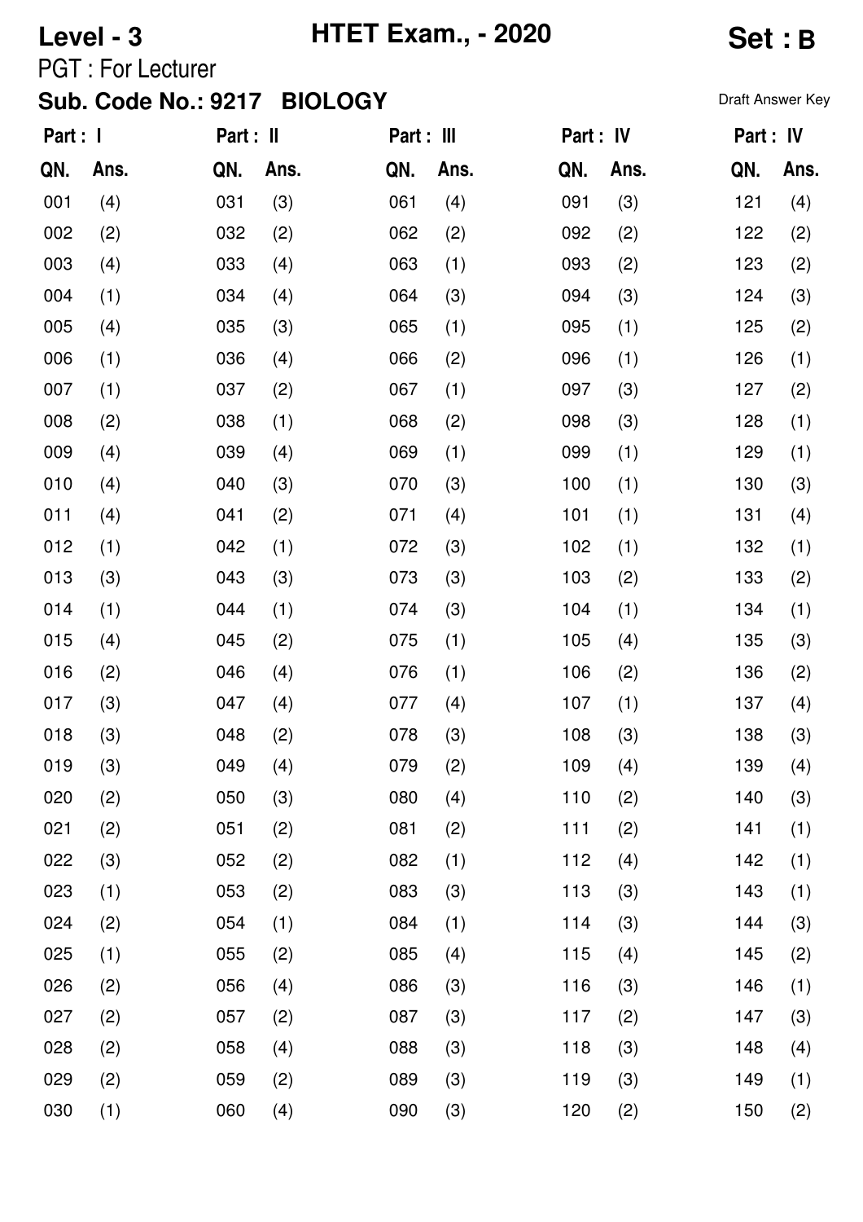**Level - 3** **HTET Exam., - 2020** **Set : B**

PGT : For Lecturer

**Sub. Code No.: 9217 BIOLOGY**

Draft Answer Key

| Part : I | | Part : II | | Part : III | | Part : IV | | Part : IV | |
|---|---|---|---|---|---|---|---|---|---|
| **QN.** | **Ans.** | **QN.** | **Ans.** | **QN.** | **Ans.** | **QN.** | **Ans.** | **QN.** | **Ans.** |
| 001 | (4) | 031 | (3) | 061 | (4) | 091 | (3) | 121 | (4) |
| 002 | (2) | 032 | (2) | 062 | (2) | 092 | (2) | 122 | (2) |
| 003 | (4) | 033 | (4) | 063 | (1) | 093 | (2) | 123 | (2) |
| 004 | (1) | 034 | (4) | 064 | (3) | 094 | (3) | 124 | (3) |
| 005 | (4) | 035 | (3) | 065 | (1) | 095 | (1) | 125 | (2) |
| 006 | (1) | 036 | (4) | 066 | (2) | 096 | (1) | 126 | (1) |
| 007 | (1) | 037 | (2) | 067 | (1) | 097 | (3) | 127 | (2) |
| 008 | (2) | 038 | (1) | 068 | (2) | 098 | (3) | 128 | (1) |
| 009 | (4) | 039 | (4) | 069 | (1) | 099 | (1) | 129 | (1) |
| 010 | (4) | 040 | (3) | 070 | (3) | 100 | (1) | 130 | (3) |
| 011 | (4) | 041 | (2) | 071 | (4) | 101 | (1) | 131 | (4) |
| 012 | (1) | 042 | (1) | 072 | (3) | 102 | (1) | 132 | (1) |
| 013 | (3) | 043 | (3) | 073 | (3) | 103 | (2) | 133 | (2) |
| 014 | (1) | 044 | (1) | 074 | (3) | 104 | (1) | 134 | (1) |
| 015 | (4) | 045 | (2) | 075 | (1) | 105 | (4) | 135 | (3) |
| 016 | (2) | 046 | (4) | 076 | (1) | 106 | (2) | 136 | (2) |
| 017 | (3) | 047 | (4) | 077 | (4) | 107 | (1) | 137 | (4) |
| 018 | (3) | 048 | (2) | 078 | (3) | 108 | (3) | 138 | (3) |
| 019 | (3) | 049 | (4) | 079 | (2) | 109 | (4) | 139 | (4) |
| 020 | (2) | 050 | (3) | 080 | (4) | 110 | (2) | 140 | (3) |
| 021 | (2) | 051 | (2) | 081 | (2) | 111 | (2) | 141 | (1) |
| 022 | (3) | 052 | (2) | 082 | (1) | 112 | (4) | 142 | (1) |
| 023 | (1) | 053 | (2) | 083 | (3) | 113 | (3) | 143 | (1) |
| 024 | (2) | 054 | (1) | 084 | (1) | 114 | (3) | 144 | (3) |
| 025 | (1) | 055 | (2) | 085 | (4) | 115 | (4) | 145 | (2) |
| 026 | (2) | 056 | (4) | 086 | (3) | 116 | (3) | 146 | (1) |
| 027 | (2) | 057 | (2) | 087 | (3) | 117 | (2) | 147 | (3) |
| 028 | (2) | 058 | (4) | 088 | (3) | 118 | (3) | 148 | (4) |
| 029 | (2) | 059 | (2) | 089 | (3) | 119 | (3) | 149 | (1) |
| 030 | (1) | 060 | (4) | 090 | (3) | 120 | (2) | 150 | (2) |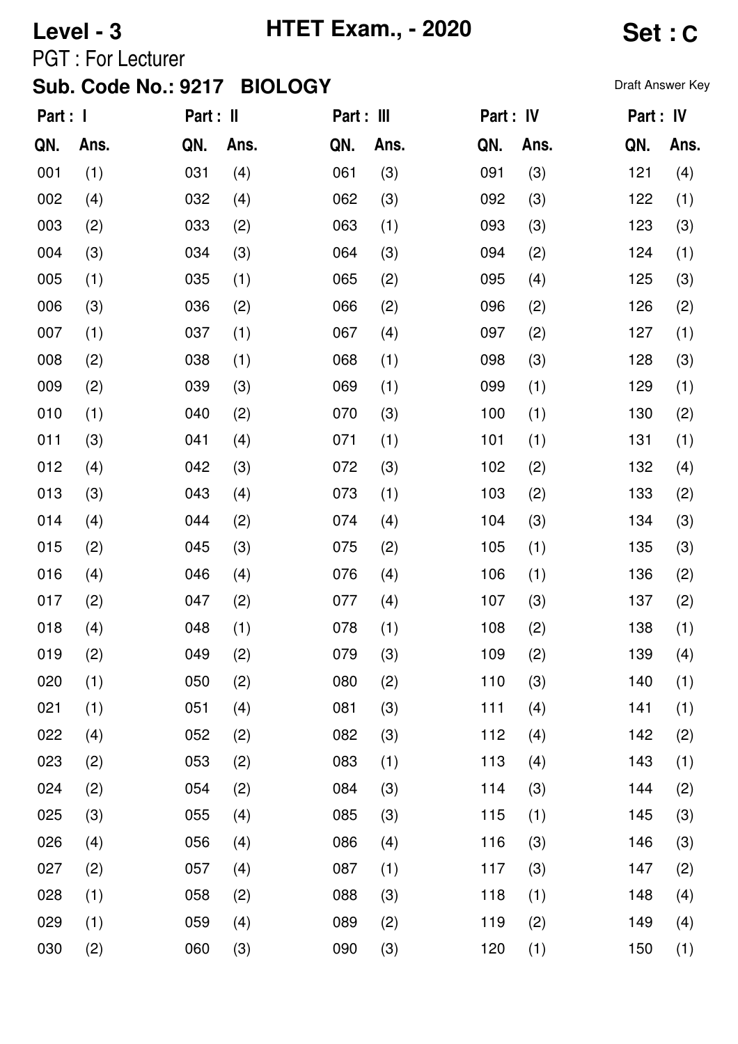**Level - 3** **HTET Exam., - 2020** **Set : C**

PGT : For Lecturer

**Sub. Code No.: 9217 BIOLOGY**

Draft Answer Key

| Part : I | | Part : II | | Part : III | | Part : IV | | Part : IV | |
|---|---|---|---|---|---|---|---|---|---|
| **QN.** | **Ans.** | **QN.** | **Ans.** | **QN.** | **Ans.** | **QN.** | **Ans.** | **QN.** | **Ans.** |
| 001 | (1) | 031 | (4) | 061 | (3) | 091 | (3) | 121 | (4) |
| 002 | (4) | 032 | (4) | 062 | (3) | 092 | (3) | 122 | (1) |
| 003 | (2) | 033 | (2) | 063 | (1) | 093 | (3) | 123 | (3) |
| 004 | (3) | 034 | (3) | 064 | (3) | 094 | (2) | 124 | (1) |
| 005 | (1) | 035 | (1) | 065 | (2) | 095 | (4) | 125 | (3) |
| 006 | (3) | 036 | (2) | 066 | (2) | 096 | (2) | 126 | (2) |
| 007 | (1) | 037 | (1) | 067 | (4) | 097 | (2) | 127 | (1) |
| 008 | (2) | 038 | (1) | 068 | (1) | 098 | (3) | 128 | (3) |
| 009 | (2) | 039 | (3) | 069 | (1) | 099 | (1) | 129 | (1) |
| 010 | (1) | 040 | (2) | 070 | (3) | 100 | (1) | 130 | (2) |
| 011 | (3) | 041 | (4) | 071 | (1) | 101 | (1) | 131 | (1) |
| 012 | (4) | 042 | (3) | 072 | (3) | 102 | (2) | 132 | (4) |
| 013 | (3) | 043 | (4) | 073 | (1) | 103 | (2) | 133 | (2) |
| 014 | (4) | 044 | (2) | 074 | (4) | 104 | (3) | 134 | (3) |
| 015 | (2) | 045 | (3) | 075 | (2) | 105 | (1) | 135 | (3) |
| 016 | (4) | 046 | (4) | 076 | (4) | 106 | (1) | 136 | (2) |
| 017 | (2) | 047 | (2) | 077 | (4) | 107 | (3) | 137 | (2) |
| 018 | (4) | 048 | (1) | 078 | (1) | 108 | (2) | 138 | (1) |
| 019 | (2) | 049 | (2) | 079 | (3) | 109 | (2) | 139 | (4) |
| 020 | (1) | 050 | (2) | 080 | (2) | 110 | (3) | 140 | (1) |
| 021 | (1) | 051 | (4) | 081 | (3) | 111 | (4) | 141 | (1) |
| 022 | (4) | 052 | (2) | 082 | (3) | 112 | (4) | 142 | (2) |
| 023 | (2) | 053 | (2) | 083 | (1) | 113 | (4) | 143 | (1) |
| 024 | (2) | 054 | (2) | 084 | (3) | 114 | (3) | 144 | (2) |
| 025 | (3) | 055 | (4) | 085 | (3) | 115 | (1) | 145 | (3) |
| 026 | (4) | 056 | (4) | 086 | (4) | 116 | (3) | 146 | (3) |
| 027 | (2) | 057 | (4) | 087 | (1) | 117 | (3) | 147 | (2) |
| 028 | (1) | 058 | (2) | 088 | (3) | 118 | (1) | 148 | (4) |
| 029 | (1) | 059 | (4) | 089 | (2) | 119 | (2) | 149 | (4) |
| 030 | (2) | 060 | (3) | 090 | (3) | 120 | (1) | 150 | (1) |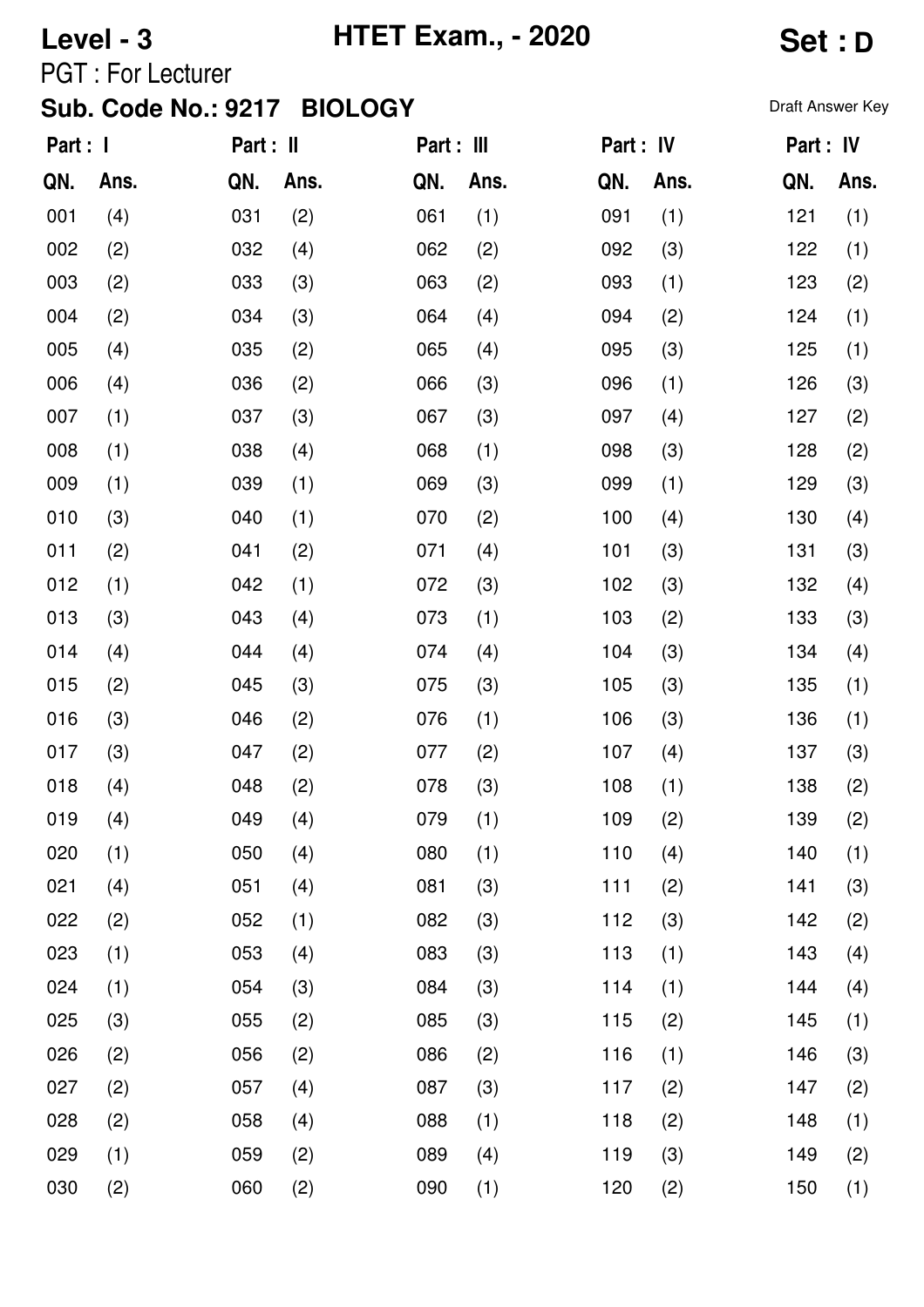**Level - 3** **HTET Exam., - 2020** **Set : D**

PGT : For Lecturer

**Sub. Code No.: 9217 BIOLOGY**

Draft Answer Key

| Part : I | | Part : II | | Part : III | | Part : IV | | Part : IV | |
|---|---|---|---|---|---|---|---|---|---|
| QN. | Ans. | QN. | Ans. | QN. | Ans. | QN. | Ans. | QN. | Ans. |
| 001 | (4) | 031 | (2) | 061 | (1) | 091 | (1) | 121 | (1) |
| 002 | (2) | 032 | (4) | 062 | (2) | 092 | (3) | 122 | (1) |
| 003 | (2) | 033 | (3) | 063 | (2) | 093 | (1) | 123 | (2) |
| 004 | (2) | 034 | (3) | 064 | (4) | 094 | (2) | 124 | (1) |
| 005 | (4) | 035 | (2) | 065 | (4) | 095 | (3) | 125 | (1) |
| 006 | (4) | 036 | (2) | 066 | (3) | 096 | (1) | 126 | (3) |
| 007 | (1) | 037 | (3) | 067 | (3) | 097 | (4) | 127 | (2) |
| 008 | (1) | 038 | (4) | 068 | (1) | 098 | (3) | 128 | (2) |
| 009 | (1) | 039 | (1) | 069 | (3) | 099 | (1) | 129 | (3) |
| 010 | (3) | 040 | (1) | 070 | (2) | 100 | (4) | 130 | (4) |
| 011 | (2) | 041 | (2) | 071 | (4) | 101 | (3) | 131 | (3) |
| 012 | (1) | 042 | (1) | 072 | (3) | 102 | (3) | 132 | (4) |
| 013 | (3) | 043 | (4) | 073 | (1) | 103 | (2) | 133 | (3) |
| 014 | (4) | 044 | (4) | 074 | (4) | 104 | (3) | 134 | (4) |
| 015 | (2) | 045 | (3) | 075 | (3) | 105 | (3) | 135 | (1) |
| 016 | (3) | 046 | (2) | 076 | (1) | 106 | (3) | 136 | (1) |
| 017 | (3) | 047 | (2) | 077 | (2) | 107 | (4) | 137 | (3) |
| 018 | (4) | 048 | (2) | 078 | (3) | 108 | (1) | 138 | (2) |
| 019 | (4) | 049 | (4) | 079 | (1) | 109 | (2) | 139 | (2) |
| 020 | (1) | 050 | (4) | 080 | (1) | 110 | (4) | 140 | (1) |
| 021 | (4) | 051 | (4) | 081 | (3) | 111 | (2) | 141 | (3) |
| 022 | (2) | 052 | (1) | 082 | (3) | 112 | (3) | 142 | (2) |
| 023 | (1) | 053 | (4) | 083 | (3) | 113 | (1) | 143 | (4) |
| 024 | (1) | 054 | (3) | 084 | (3) | 114 | (1) | 144 | (4) |
| 025 | (3) | 055 | (2) | 085 | (3) | 115 | (2) | 145 | (1) |
| 026 | (2) | 056 | (2) | 086 | (2) | 116 | (1) | 146 | (3) |
| 027 | (2) | 057 | (4) | 087 | (3) | 117 | (2) | 147 | (2) |
| 028 | (2) | 058 | (4) | 088 | (1) | 118 | (2) | 148 | (1) |
| 029 | (1) | 059 | (2) | 089 | (4) | 119 | (3) | 149 | (2) |
| 030 | (2) | 060 | (2) | 090 | (1) | 120 | (2) | 150 | (1) |